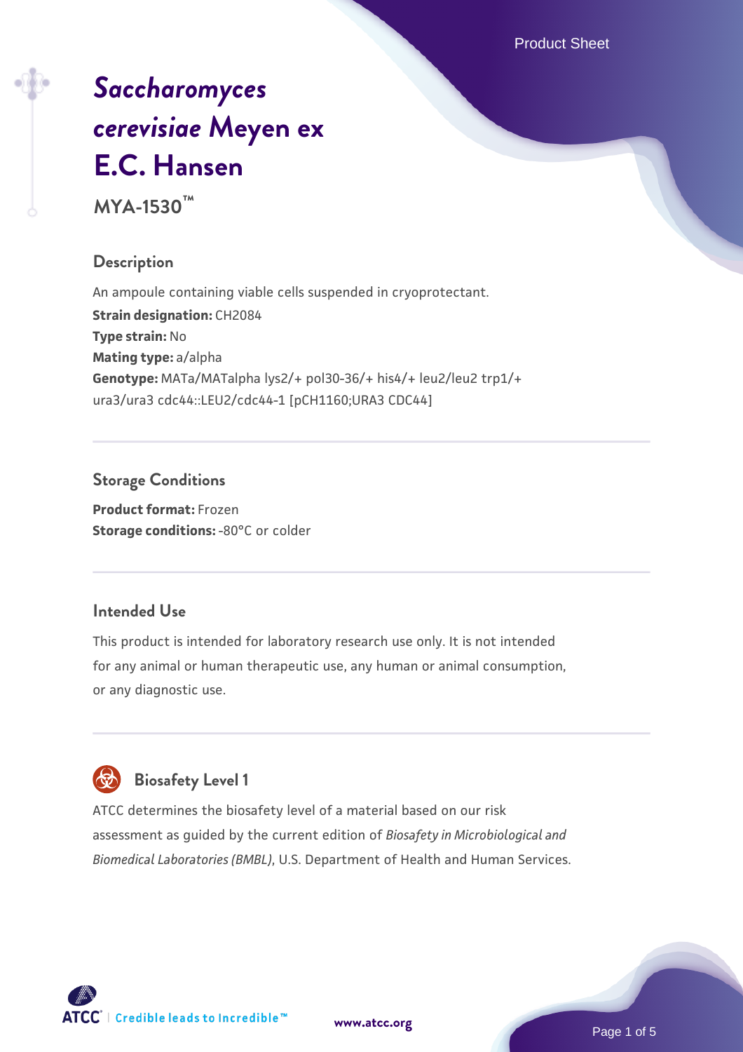# *Saccharomyces cerevisiae* Meyen ex E.C. Hansen

## MYA-1530™

### Description

An ampoule containing viable cells suspended in cryoprotectant.

**Strain designation:** CH2084

**Type strain:** No

**Mating type:** a/alpha

**Genotype:** MATa/MATalpha lys2/+ pol30-36/+ his4/+ leu2/leu2 trp1/+ ura3/ura3 cdc44::LEU2/cdc44-1 [pCH1160;URA3 CDC44]

### Storage Conditions

**Product format:** Frozen

**Storage conditions:** -80°C or colder

### Intended Use

This product is intended for laboratory research use only. It is not intended for any animal or human therapeutic use, any human or animal consumption, or any diagnostic use.

### Biosafety Level 1

ATCC determines the biosafety level of a material based on our risk assessment as guided by the current edition of *Biosafety in Microbiological and Biomedical Laboratories (BMBL)*, U.S. Department of Health and Human Services.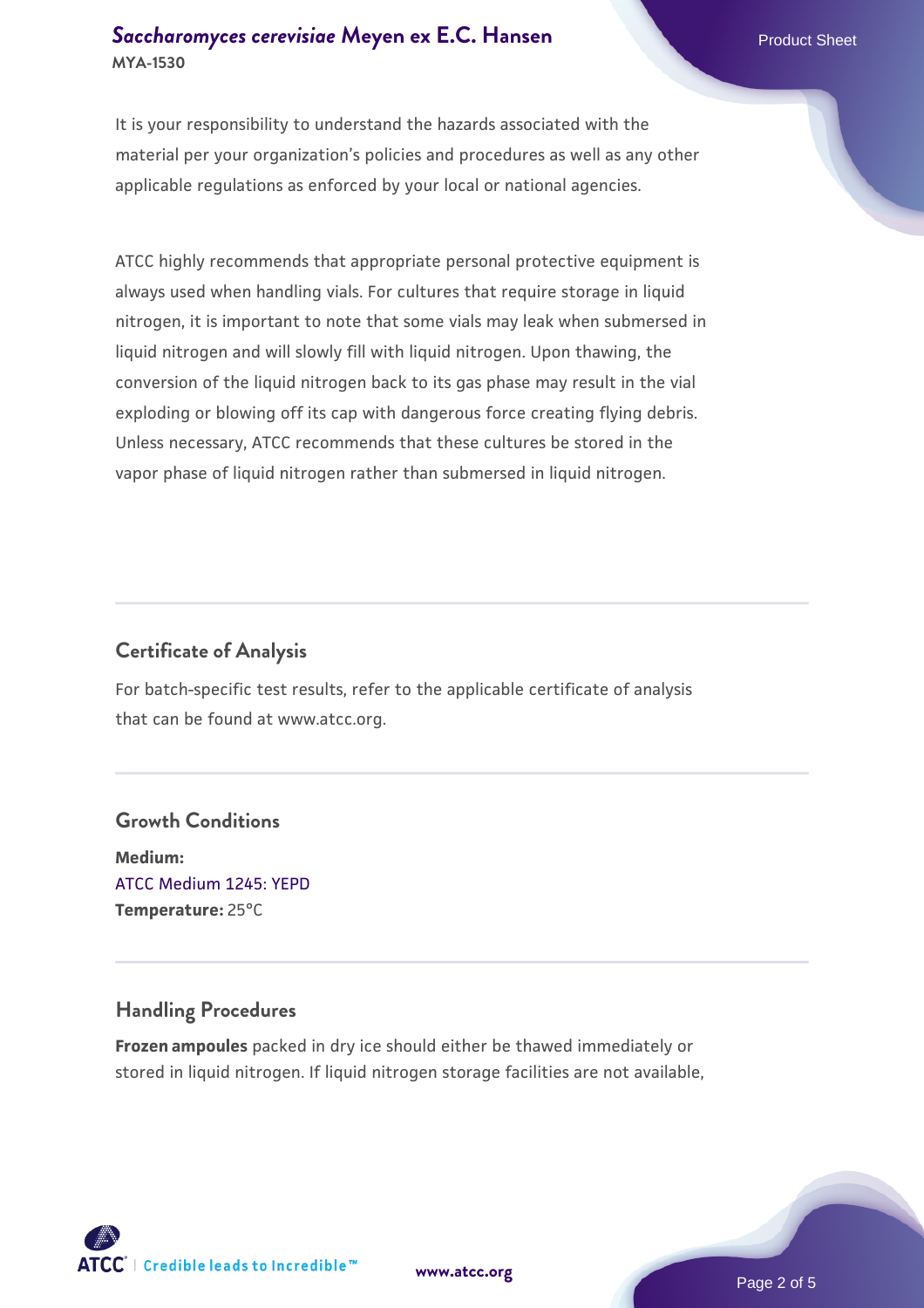It is your responsibility to understand the hazards associated with the material per your organization's policies and procedures as well as any other applicable regulations as enforced by your local or national agencies.

ATCC highly recommends that appropriate personal protective equipment is always used when handling vials. For cultures that require storage in liquid nitrogen, it is important to note that some vials may leak when submersed in liquid nitrogen and will slowly fill with liquid nitrogen. Upon thawing, the conversion of the liquid nitrogen back to its gas phase may result in the vial exploding or blowing off its cap with dangerous force creating flying debris. Unless necessary, ATCC recommends that these cultures be stored in the vapor phase of liquid nitrogen rather than submersed in liquid nitrogen.

## Certificate of Analysis

For batch-specific test results, refer to the applicable certificate of analysis that can be found at www.atcc.org.

## Growth Conditions

**Medium:**
ATCC Medium 1245: YEPD
**Temperature:** 25°C

## Handling Procedures

**Frozen ampoules** packed in dry ice should either be thawed immediately or stored in liquid nitrogen. If liquid nitrogen storage facilities are not available,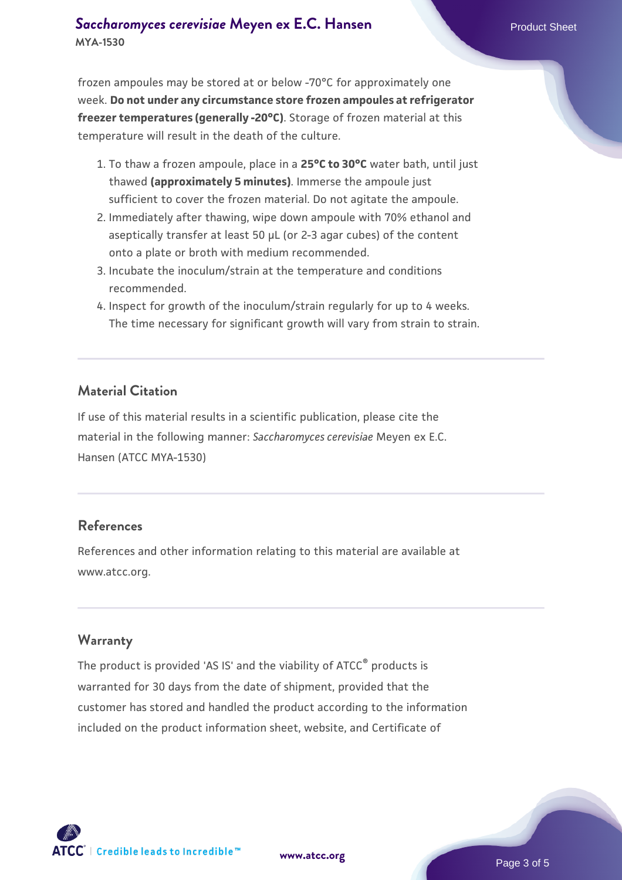frozen ampoules may be stored at or below -70°C for approximately one week. **Do not under any circumstance store frozen ampoules at refrigerator freezer temperatures (generally -20°C)**. Storage of frozen material at this temperature will result in the death of the culture.

1. To thaw a frozen ampoule, place in a **25°C to 30°C** water bath, until just thawed **(approximately 5 minutes)**. Immerse the ampoule just sufficient to cover the frozen material. Do not agitate the ampoule.
2. Immediately after thawing, wipe down ampoule with 70% ethanol and aseptically transfer at least 50 µL (or 2-3 agar cubes) of the content onto a plate or broth with medium recommended.
3. Incubate the inoculum/strain at the temperature and conditions recommended.
4. Inspect for growth of the inoculum/strain regularly for up to 4 weeks. The time necessary for significant growth will vary from strain to strain.

## Material Citation

If use of this material results in a scientific publication, please cite the material in the following manner: *Saccharomyces cerevisiae* Meyen ex E.C. Hansen (ATCC MYA-1530)

## References

References and other information relating to this material are available at www.atcc.org.

## Warranty

The product is provided 'AS IS' and the viability of ATCC® products is warranted for 30 days from the date of shipment, provided that the customer has stored and handled the product according to the information included on the product information sheet, website, and Certificate of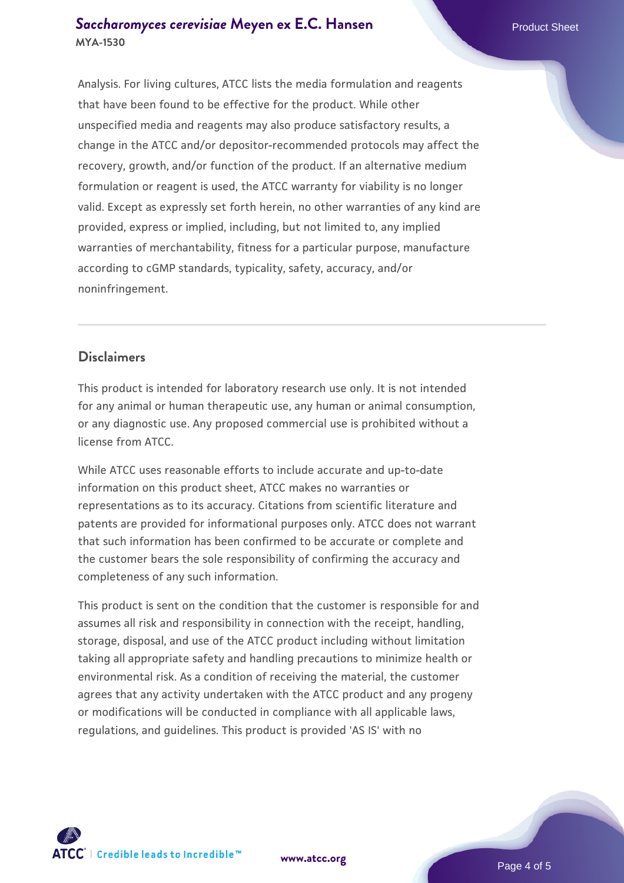Analysis. For living cultures, ATCC lists the media formulation and reagents that have been found to be effective for the product. While other unspecified media and reagents may also produce satisfactory results, a change in the ATCC and/or depositor-recommended protocols may affect the recovery, growth, and/or function of the product. If an alternative medium formulation or reagent is used, the ATCC warranty for viability is no longer valid. Except as expressly set forth herein, no other warranties of any kind are provided, express or implied, including, but not limited to, any implied warranties of merchantability, fitness for a particular purpose, manufacture according to cGMP standards, typicality, safety, accuracy, and/or noninfringement.

## Disclaimers

This product is intended for laboratory research use only. It is not intended for any animal or human therapeutic use, any human or animal consumption, or any diagnostic use. Any proposed commercial use is prohibited without a license from ATCC.

While ATCC uses reasonable efforts to include accurate and up-to-date information on this product sheet, ATCC makes no warranties or representations as to its accuracy. Citations from scientific literature and patents are provided for informational purposes only. ATCC does not warrant that such information has been confirmed to be accurate or complete and the customer bears the sole responsibility of confirming the accuracy and completeness of any such information.

This product is sent on the condition that the customer is responsible for and assumes all risk and responsibility in connection with the receipt, handling, storage, disposal, and use of the ATCC product including without limitation taking all appropriate safety and handling precautions to minimize health or environmental risk. As a condition of receiving the material, the customer agrees that any activity undertaken with the ATCC product and any progeny or modifications will be conducted in compliance with all applicable laws, regulations, and guidelines. This product is provided 'AS IS' with no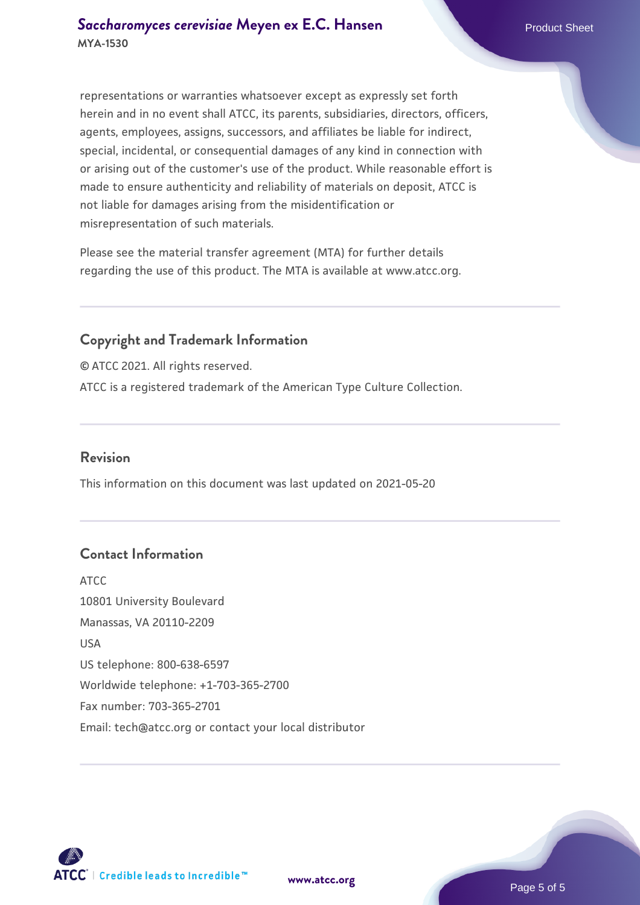representations or warranties whatsoever except as expressly set forth herein and in no event shall ATCC, its parents, subsidiaries, directors, officers, agents, employees, assigns, successors, and affiliates be liable for indirect, special, incidental, or consequential damages of any kind in connection with or arising out of the customer's use of the product. While reasonable effort is made to ensure authenticity and reliability of materials on deposit, ATCC is not liable for damages arising from the misidentification or misrepresentation of such materials.

Please see the material transfer agreement (MTA) for further details regarding the use of this product. The MTA is available at www.atcc.org.

## Copyright and Trademark Information

© ATCC 2021. All rights reserved.

ATCC is a registered trademark of the American Type Culture Collection.

## Revision

This information on this document was last updated on 2021-05-20

## Contact Information

ATCC
10801 University Boulevard
Manassas, VA 20110-2209
USA
US telephone: 800-638-6597
Worldwide telephone: +1-703-365-2700
Fax number: 703-365-2701
Email: tech@atcc.org or contact your local distributor